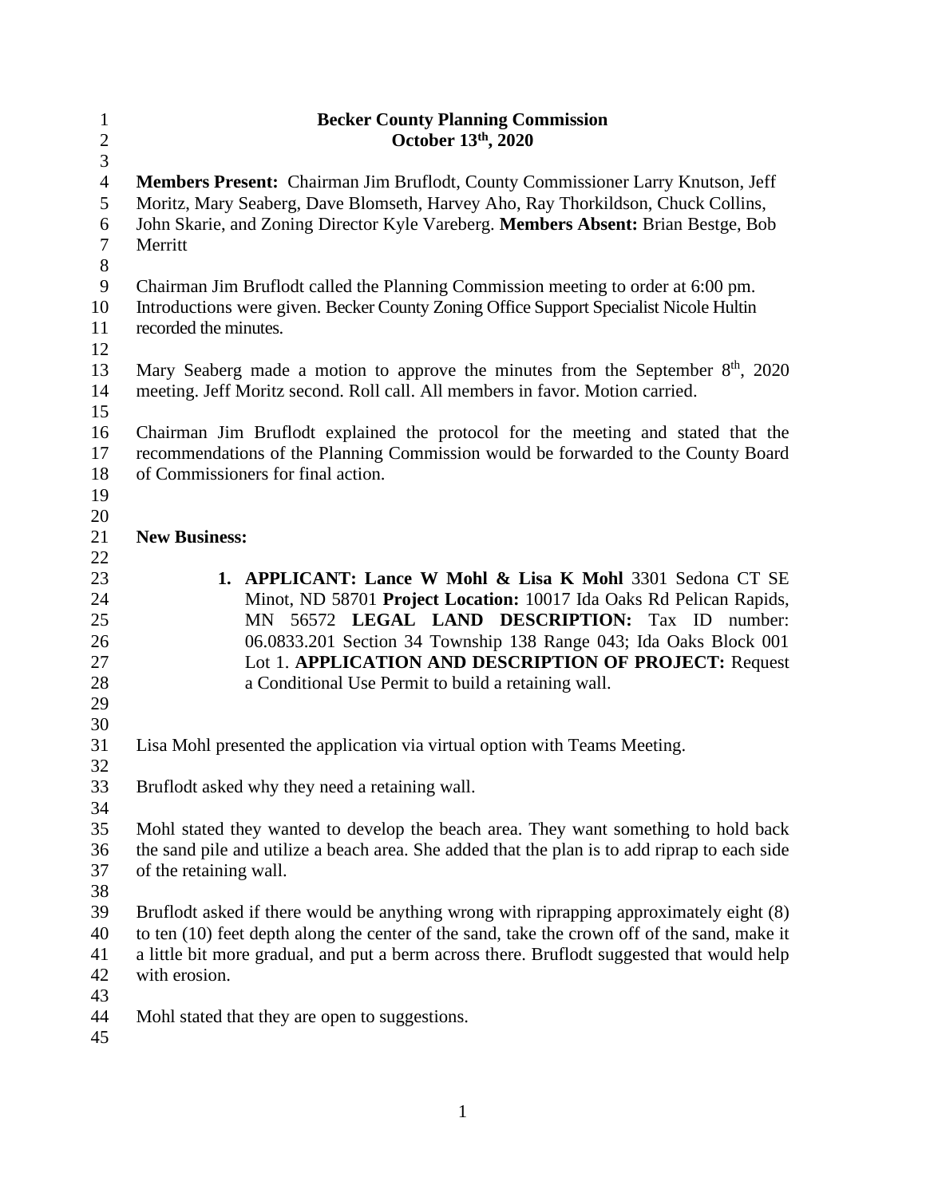# Becker County Planning Commission
## October 13th, 2020

**Members Present:** Chairman Jim Bruflodt, County Commissioner Larry Knutson, Jeff Moritz, Mary Seaberg, Dave Blomseth, Harvey Aho, Ray Thorkildson, Chuck Collins, John Skarie, and Zoning Director Kyle Vareberg. **Members Absent:** Brian Bestge, Bob Merritt

Chairman Jim Bruflodt called the Planning Commission meeting to order at 6:00 pm. Introductions were given. Becker County Zoning Office Support Specialist Nicole Hultin recorded the minutes.

Mary Seaberg made a motion to approve the minutes from the September 8th, 2020 meeting. Jeff Moritz second. Roll call. All members in favor. Motion carried.

Chairman Jim Bruflodt explained the protocol for the meeting and stated that the recommendations of the Planning Commission would be forwarded to the County Board of Commissioners for final action.

**New Business:**

1. **APPLICANT: Lance W Mohl & Lisa K Mohl** 3301 Sedona CT SE Minot, ND 58701 **Project Location:** 10017 Ida Oaks Rd Pelican Rapids, MN 56572 **LEGAL LAND DESCRIPTION:** Tax ID number: 06.0833.201 Section 34 Township 138 Range 043; Ida Oaks Block 001 Lot 1. **APPLICATION AND DESCRIPTION OF PROJECT:** Request a Conditional Use Permit to build a retaining wall.

Lisa Mohl presented the application via virtual option with Teams Meeting.

Bruflodt asked why they need a retaining wall.

Mohl stated they wanted to develop the beach area. They want something to hold back the sand pile and utilize a beach area. She added that the plan is to add riprap to each side of the retaining wall.

Bruflodt asked if there would be anything wrong with riprapping approximately eight (8) to ten (10) feet depth along the center of the sand, take the crown off of the sand, make it a little bit more gradual, and put a berm across there. Bruflodt suggested that would help with erosion.

Mohl stated that they are open to suggestions.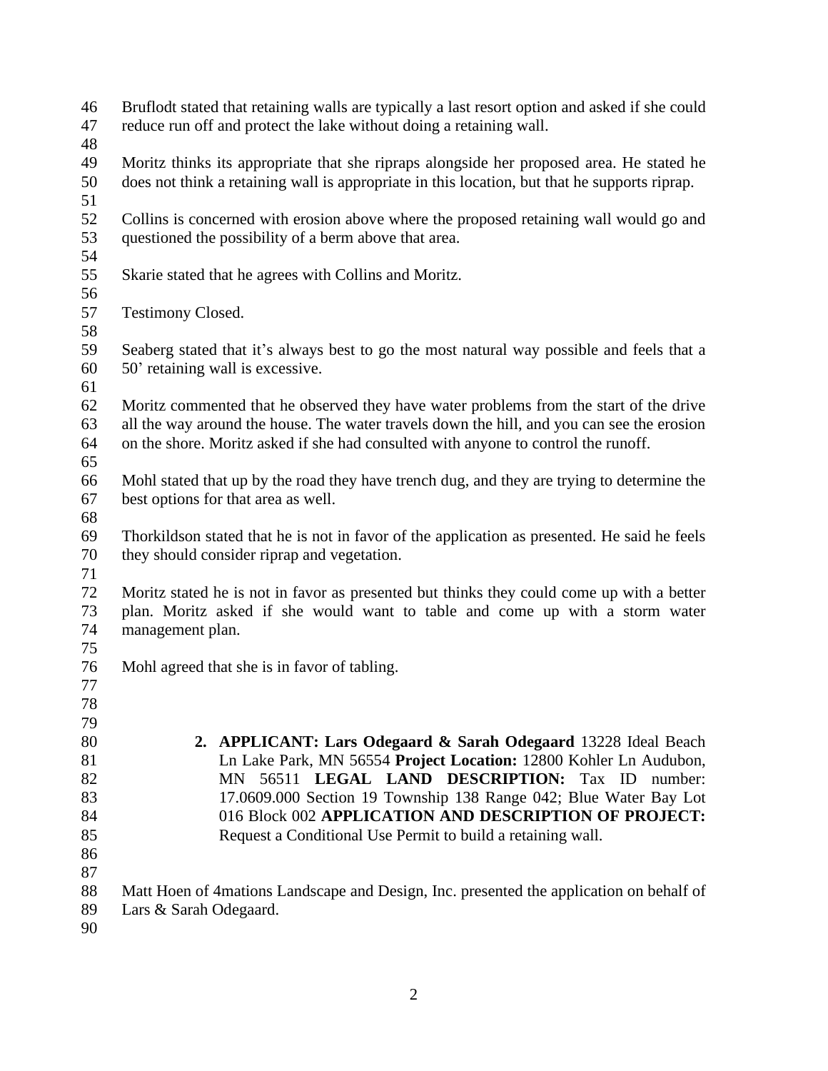Bruflodt stated that retaining walls are typically a last resort option and asked if she could reduce run off and protect the lake without doing a retaining wall.

Moritz thinks its appropriate that she ripraps alongside her proposed area. He stated he does not think a retaining wall is appropriate in this location, but that he supports riprap.

Collins is concerned with erosion above where the proposed retaining wall would go and questioned the possibility of a berm above that area.

Skarie stated that he agrees with Collins and Moritz.

Testimony Closed.

Seaberg stated that it's always best to go the most natural way possible and feels that a 50' retaining wall is excessive.

Moritz commented that he observed they have water problems from the start of the drive all the way around the house. The water travels down the hill, and you can see the erosion on the shore. Moritz asked if she had consulted with anyone to control the runoff.

Mohl stated that up by the road they have trench dug, and they are trying to determine the best options for that area as well.

Thorkildson stated that he is not in favor of the application as presented. He said he feels they should consider riprap and vegetation.

Moritz stated he is not in favor as presented but thinks they could come up with a better plan. Moritz asked if she would want to table and come up with a storm water management plan.

Mohl agreed that she is in favor of tabling.

2. **APPLICANT: Lars Odegaard & Sarah Odegaard** 13228 Ideal Beach Ln Lake Park, MN 56554 **Project Location:** 12800 Kohler Ln Audubon, MN 56511 **LEGAL LAND DESCRIPTION:** Tax ID number: 17.0609.000 Section 19 Township 138 Range 042; Blue Water Bay Lot 016 Block 002 **APPLICATION AND DESCRIPTION OF PROJECT:** Request a Conditional Use Permit to build a retaining wall.

Matt Hoen of 4mations Landscape and Design, Inc. presented the application on behalf of Lars & Sarah Odegaard.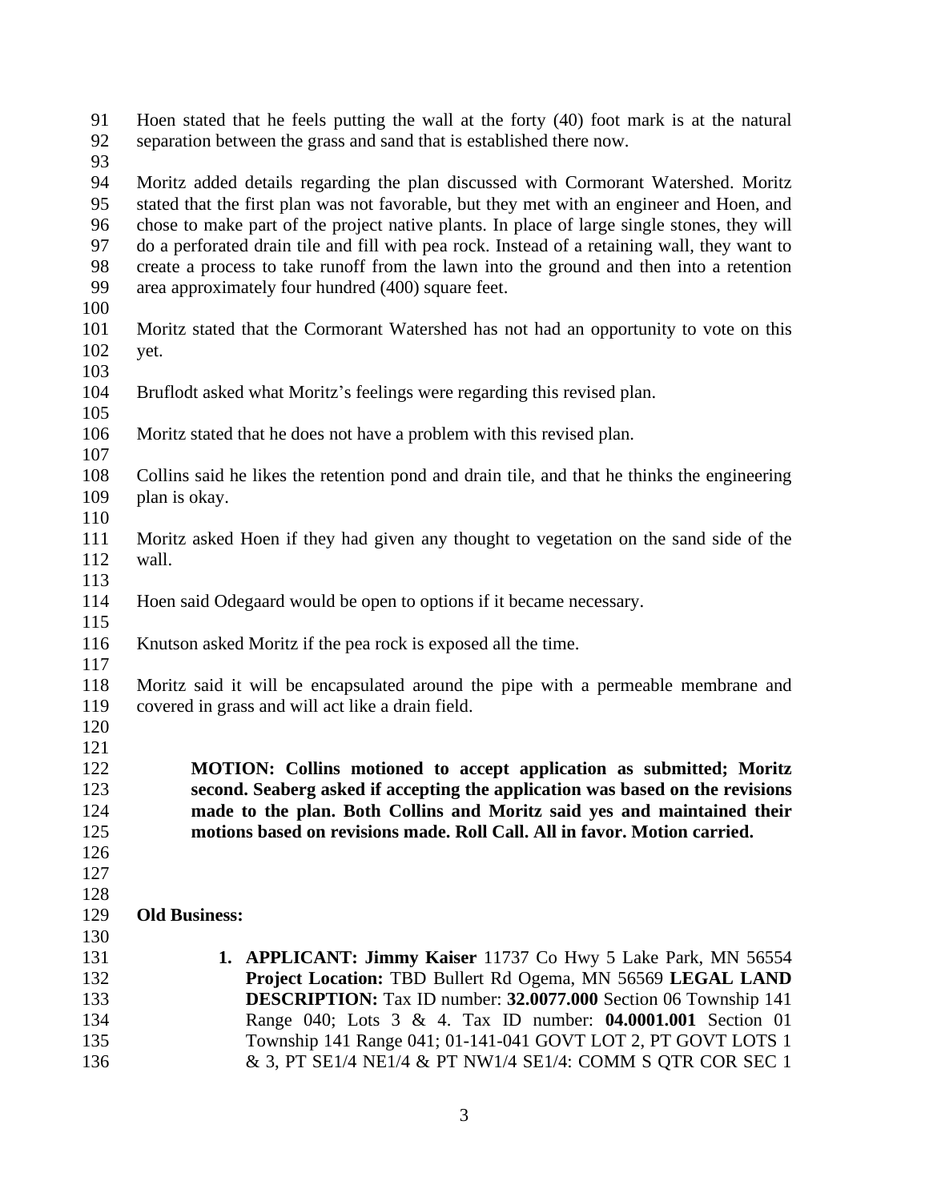Hoen stated that he feels putting the wall at the forty (40) foot mark is at the natural separation between the grass and sand that is established there now.

Moritz added details regarding the plan discussed with Cormorant Watershed. Moritz stated that the first plan was not favorable, but they met with an engineer and Hoen, and chose to make part of the project native plants. In place of large single stones, they will do a perforated drain tile and fill with pea rock. Instead of a retaining wall, they want to create a process to take runoff from the lawn into the ground and then into a retention area approximately four hundred (400) square feet.

Moritz stated that the Cormorant Watershed has not had an opportunity to vote on this yet.

Bruflodt asked what Moritz's feelings were regarding this revised plan.

Moritz stated that he does not have a problem with this revised plan.

Collins said he likes the retention pond and drain tile, and that he thinks the engineering plan is okay.

Moritz asked Hoen if they had given any thought to vegetation on the sand side of the wall.

Hoen said Odegaard would be open to options if it became necessary.

Knutson asked Moritz if the pea rock is exposed all the time.

Moritz said it will be encapsulated around the pipe with a permeable membrane and covered in grass and will act like a drain field.

**MOTION: Collins motioned to accept application as submitted; Moritz second. Seaberg asked if accepting the application was based on the revisions made to the plan. Both Collins and Moritz said yes and maintained their motions based on revisions made. Roll Call. All in favor. Motion carried.**

**Old Business:**

1. **APPLICANT: Jimmy Kaiser** 11737 Co Hwy 5 Lake Park, MN 56554 **Project Location:** TBD Bullert Rd Ogema, MN 56569 **LEGAL LAND DESCRIPTION:** Tax ID number: **32.0077.000** Section 06 Township 141 Range 040; Lots 3 & 4. Tax ID number: **04.0001.001** Section 01 Township 141 Range 041; 01-141-041 GOVT LOT 2, PT GOVT LOTS 1 & 3, PT SE1/4 NE1/4 & PT NW1/4 SE1/4: COMM S QTR COR SEC 1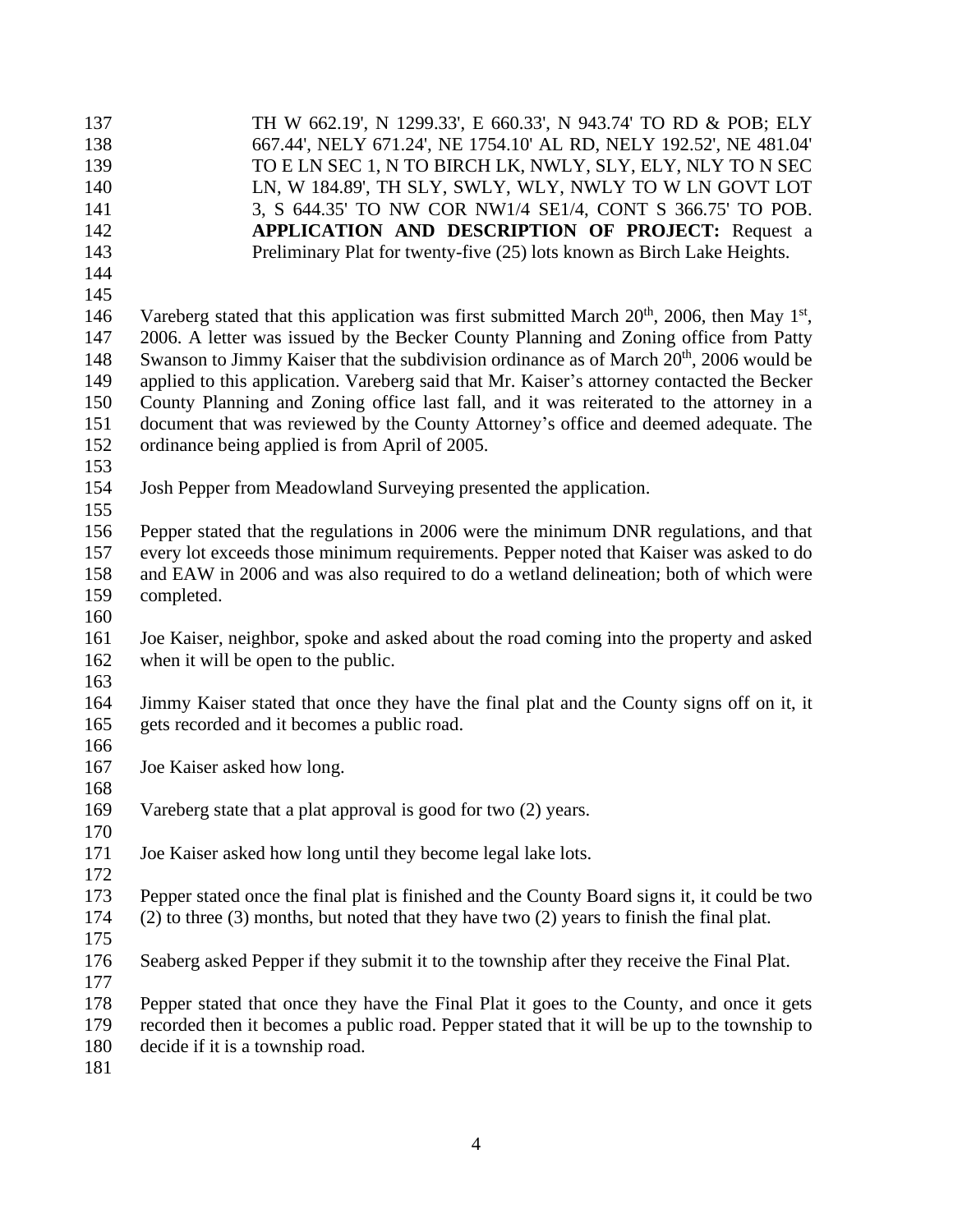TH W 662.19', N 1299.33', E 660.33', N 943.74' TO RD & POB; ELY 667.44', NELY 671.24', NE 1754.10' AL RD, NELY 192.52', NE 481.04' TO E LN SEC 1, N TO BIRCH LK, NWLY, SLY, ELY, NLY TO N SEC LN, W 184.89', TH SLY, SWLY, WLY, NWLY TO W LN GOVT LOT 3, S 644.35' TO NW COR NW1/4 SE1/4, CONT S 366.75' TO POB.
**APPLICATION AND DESCRIPTION OF PROJECT:** Request a Preliminary Plat for twenty-five (25) lots known as Birch Lake Heights.

Vareberg stated that this application was first submitted March 20th, 2006, then May 1st, 2006. A letter was issued by the Becker County Planning and Zoning office from Patty Swanson to Jimmy Kaiser that the subdivision ordinance as of March 20th, 2006 would be applied to this application. Vareberg said that Mr. Kaiser's attorney contacted the Becker County Planning and Zoning office last fall, and it was reiterated to the attorney in a document that was reviewed by the County Attorney's office and deemed adequate. The ordinance being applied is from April of 2005.

Josh Pepper from Meadowland Surveying presented the application.

Pepper stated that the regulations in 2006 were the minimum DNR regulations, and that every lot exceeds those minimum requirements. Pepper noted that Kaiser was asked to do and EAW in 2006 and was also required to do a wetland delineation; both of which were completed.

Joe Kaiser, neighbor, spoke and asked about the road coming into the property and asked when it will be open to the public.

Jimmy Kaiser stated that once they have the final plat and the County signs off on it, it gets recorded and it becomes a public road.

Joe Kaiser asked how long.

Vareberg state that a plat approval is good for two (2) years.

Joe Kaiser asked how long until they become legal lake lots.

Pepper stated once the final plat is finished and the County Board signs it, it could be two (2) to three (3) months, but noted that they have two (2) years to finish the final plat.

Seaberg asked Pepper if they submit it to the township after they receive the Final Plat.

Pepper stated that once they have the Final Plat it goes to the County, and once it gets recorded then it becomes a public road. Pepper stated that it will be up to the township to decide if it is a township road.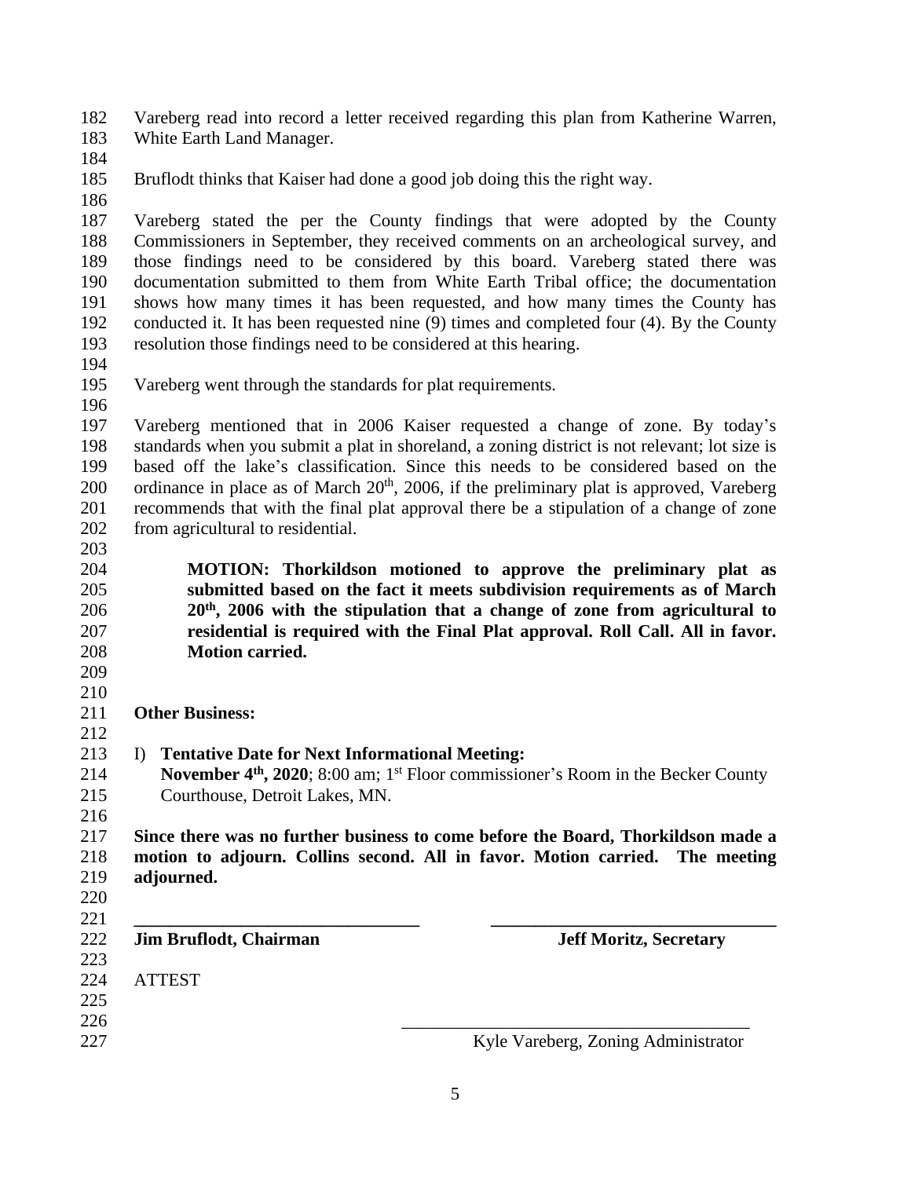Vareberg read into record a letter received regarding this plan from Katherine Warren, White Earth Land Manager.

Bruflodt thinks that Kaiser had done a good job doing this the right way.

Vareberg stated the per the County findings that were adopted by the County Commissioners in September, they received comments on an archeological survey, and those findings need to be considered by this board. Vareberg stated there was documentation submitted to them from White Earth Tribal office; the documentation shows how many times it has been requested, and how many times the County has conducted it. It has been requested nine (9) times and completed four (4). By the County resolution those findings need to be considered at this hearing.

Vareberg went through the standards for plat requirements.

Vareberg mentioned that in 2006 Kaiser requested a change of zone. By today's standards when you submit a plat in shoreland, a zoning district is not relevant; lot size is based off the lake's classification. Since this needs to be considered based on the ordinance in place as of March 20th, 2006, if the preliminary plat is approved, Vareberg recommends that with the final plat approval there be a stipulation of a change of zone from agricultural to residential.

> **MOTION: Thorkildson motioned to approve the preliminary plat as submitted based on the fact it meets subdivision requirements as of March 20th, 2006 with the stipulation that a change of zone from agricultural to residential is required with the Final Plat approval. Roll Call. All in favor. Motion carried.**

**Other Business:**

I) **Tentative Date for Next Informational Meeting:**
   **November 4th, 2020**; 8:00 am; 1st Floor commissioner's Room in the Becker County Courthouse, Detroit Lakes, MN.

**Since there was no further business to come before the Board, Thorkildson made a motion to adjourn. Collins second. All in favor. Motion carried. The meeting adjourned.**

\_\_\_\_\_\_\_\_\_\_\_\_\_\_\_\_\_\_\_\_\_\_\_\_\_\_\_\_\_\_\_\_ \_\_\_\_\_\_\_\_\_\_\_\_\_\_\_\_\_\_\_\_\_\_\_\_\_\_\_\_\_\_\_\_

**Jim Bruflodt, Chairman** **Jeff Moritz, Secretary**

ATTEST

\_\_\_\_\_\_\_\_\_\_\_\_\_\_\_\_\_\_\_\_\_\_\_\_\_\_\_\_\_\_\_\_\_\_\_\_\_\_

Kyle Vareberg, Zoning Administrator